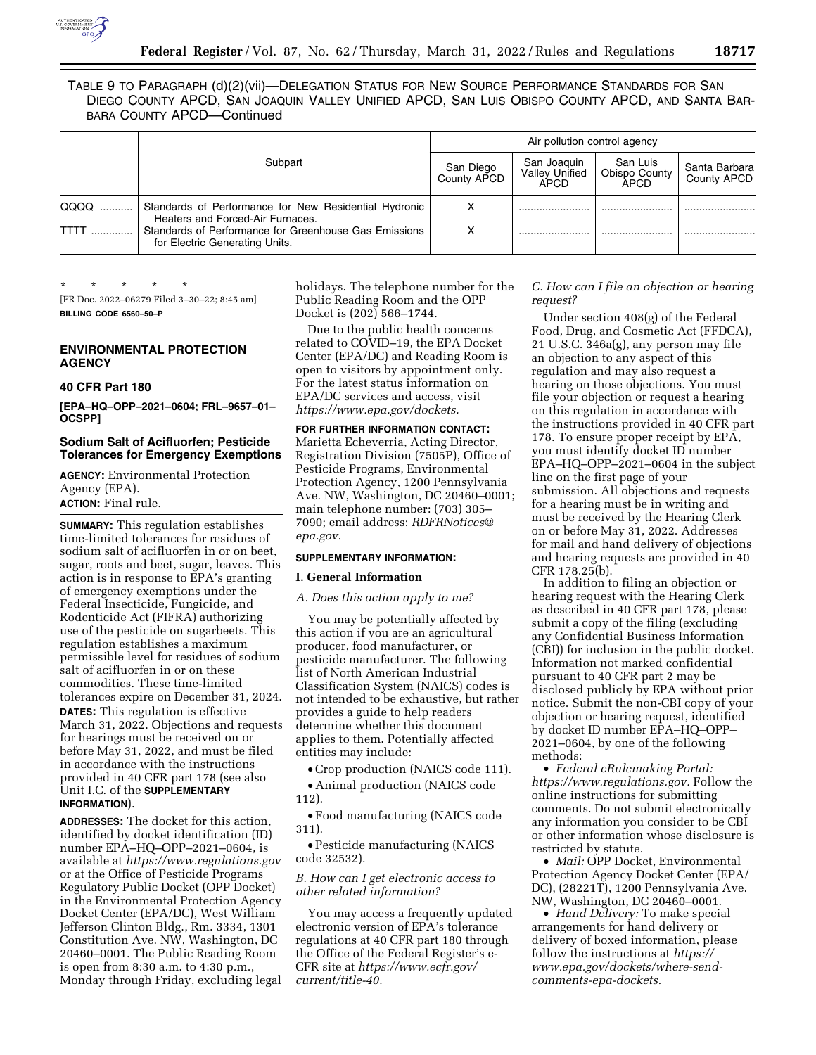TABLE 9 TO PARAGRAPH (d)(2)(vii)—DELEGATION STATUS FOR NEW SOURCE PERFORMANCE STANDARDS FOR SAN DIEGO COUNTY APCD, SAN JOAQUIN VALLEY UNIFIED APCD, SAN LUIS OBISPO COUNTY APCD, AND SANTA BARBARA COUNTY APCD—Continued

| | Subpart | Air pollution control agency | | | |
|---|---|---|---|---|---|
| | | San Diego County APCD | San Joaquin Valley Unified APCD | San Luis Obispo County APCD | Santa Barbara County APCD |
| QQQQ | Standards of Performance for New Residential Hydronic Heaters and Forced-Air Furnaces. | X | | | |
| TTTT | Standards of Performance for Greenhouse Gas Emissions for Electric Generating Units. | X | | | |

\* \* \* \* \*

[FR Doc. 2022–06279 Filed 3–30–22; 8:45 am]

**BILLING CODE 6560–50–P**

## ENVIRONMENTAL PROTECTION AGENCY

### 40 CFR Part 180

**[EPA–HQ–OPP–2021–0604; FRL–9657–01–OCSPP]**

### Sodium Salt of Acifluorfen; Pesticide Tolerances for Emergency Exemptions

**AGENCY:** Environmental Protection Agency (EPA).

**ACTION:** Final rule.

**SUMMARY:** This regulation establishes time-limited tolerances for residues of sodium salt of acifluorfen in or on beet, sugar, roots and beet, sugar, leaves. This action is in response to EPA's granting of emergency exemptions under the Federal Insecticide, Fungicide, and Rodenticide Act (FIFRA) authorizing use of the pesticide on sugarbeets. This regulation establishes a maximum permissible level for residues of sodium salt of acifluorfen in or on these commodities. These time-limited tolerances expire on December 31, 2024.

**DATES:** This regulation is effective March 31, 2022. Objections and requests for hearings must be received on or before May 31, 2022, and must be filed in accordance with the instructions provided in 40 CFR part 178 (see also Unit I.C. of the **SUPPLEMENTARY INFORMATION**).

**ADDRESSES:** The docket for this action, identified by docket identification (ID) number EPA–HQ–OPP–2021–0604, is available at *https://www.regulations.gov* or at the Office of Pesticide Programs Regulatory Public Docket (OPP Docket) in the Environmental Protection Agency Docket Center (EPA/DC), West William Jefferson Clinton Bldg., Rm. 3334, 1301 Constitution Ave. NW, Washington, DC 20460–0001. The Public Reading Room is open from 8:30 a.m. to 4:30 p.m., Monday through Friday, excluding legal holidays. The telephone number for the Public Reading Room and the OPP Docket is (202) 566–1744.

Due to the public health concerns related to COVID–19, the EPA Docket Center (EPA/DC) and Reading Room is open to visitors by appointment only. For the latest status information on EPA/DC services and access, visit *https://www.epa.gov/dockets.*

**FOR FURTHER INFORMATION CONTACT:** Marietta Echeverria, Acting Director, Registration Division (7505P), Office of Pesticide Programs, Environmental Protection Agency, 1200 Pennsylvania Ave. NW, Washington, DC 20460–0001; main telephone number: (703) 305–7090; email address: *RDFRNotices@epa.gov.*

**SUPPLEMENTARY INFORMATION:**

#### I. General Information

*A. Does this action apply to me?*

You may be potentially affected by this action if you are an agricultural producer, food manufacturer, or pesticide manufacturer. The following list of North American Industrial Classification System (NAICS) codes is not intended to be exhaustive, but rather provides a guide to help readers determine whether this document applies to them. Potentially affected entities may include:

- Crop production (NAICS code 111).
- Animal production (NAICS code 112).
- Food manufacturing (NAICS code 311).
- Pesticide manufacturing (NAICS code 32532).

*B. How can I get electronic access to other related information?*

You may access a frequently updated electronic version of EPA's tolerance regulations at 40 CFR part 180 through the Office of the Federal Register's e-CFR site at *https://www.ecfr.gov/current/title-40.*

*C. How can I file an objection or hearing request?*

Under section 408(g) of the Federal Food, Drug, and Cosmetic Act (FFDCA), 21 U.S.C. 346a(g), any person may file an objection to any aspect of this regulation and may also request a hearing on those objections. You must file your objection or request a hearing on this regulation in accordance with the instructions provided in 40 CFR part 178. To ensure proper receipt by EPA, you must identify docket ID number EPA–HQ–OPP–2021–0604 in the subject line on the first page of your submission. All objections and requests for a hearing must be in writing and must be received by the Hearing Clerk on or before May 31, 2022. Addresses for mail and hand delivery of objections and hearing requests are provided in 40 CFR 178.25(b).

In addition to filing an objection or hearing request with the Hearing Clerk as described in 40 CFR part 178, please submit a copy of the filing (excluding any Confidential Business Information (CBI)) for inclusion in the public docket. Information not marked confidential pursuant to 40 CFR part 2 may be disclosed publicly by EPA without prior notice. Submit the non-CBI copy of your objection or hearing request, identified by docket ID number EPA–HQ–OPP–2021–0604, by one of the following methods:

- *Federal eRulemaking Portal: https://www.regulations.gov.* Follow the online instructions for submitting comments. Do not submit electronically any information you consider to be CBI or other information whose disclosure is restricted by statute.
- *Mail:* OPP Docket, Environmental Protection Agency Docket Center (EPA/DC), (28221T), 1200 Pennsylvania Ave. NW, Washington, DC 20460–0001.
- *Hand Delivery:* To make special arrangements for hand delivery or delivery of boxed information, please follow the instructions at *https://www.epa.gov/dockets/where-send-comments-epa-dockets.*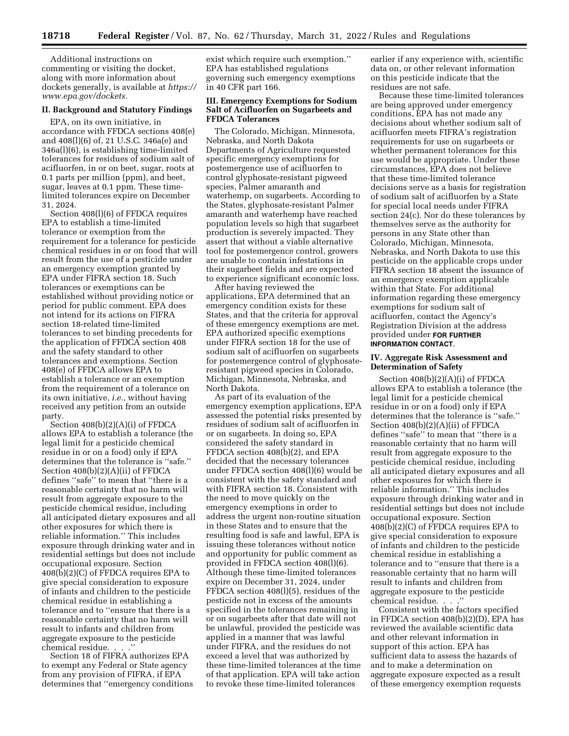Additional instructions on commenting or visiting the docket, along with more information about dockets generally, is available at *https://www.epa.gov/dockets.*

## II. Background and Statutory Findings

EPA, on its own initiative, in accordance with FFDCA sections 408(e) and 408(l)(6) of, 21 U.S.C. 346a(e) and 346a(l)(6), is establishing time-limited tolerances for residues of sodium salt of acifluorfen, in or on beet, sugar, roots at 0.1 parts per million (ppm), and beet, sugar, leaves at 0.1 ppm. These time-limited tolerances expire on December 31, 2024.

Section 408(l)(6) of FFDCA requires EPA to establish a time-limited tolerance or exemption from the requirement for a tolerance for pesticide chemical residues in or on food that will result from the use of a pesticide under an emergency exemption granted by EPA under FIFRA section 18. Such tolerances or exemptions can be established without providing notice or period for public comment. EPA does not intend for its actions on FIFRA section 18-related time-limited tolerances to set binding precedents for the application of FFDCA section 408 and the safety standard to other tolerances and exemptions. Section 408(e) of FFDCA allows EPA to establish a tolerance or an exemption from the requirement of a tolerance on its own initiative, *i.e.,* without having received any petition from an outside party.

Section 408(b)(2)(A)(i) of FFDCA allows EPA to establish a tolerance (the legal limit for a pesticide chemical residue in or on a food) only if EPA determines that the tolerance is ''safe.'' Section 408(b)(2)(A)(ii) of FFDCA defines ''safe'' to mean that ''there is a reasonable certainty that no harm will result from aggregate exposure to the pesticide chemical residue, including all anticipated dietary exposures and all other exposures for which there is reliable information.'' This includes exposure through drinking water and in residential settings but does not include occupational exposure. Section 408(b)(2)(C) of FFDCA requires EPA to give special consideration to exposure of infants and children to the pesticide chemical residue in establishing a tolerance and to ''ensure that there is a reasonable certainty that no harm will result to infants and children from aggregate exposure to the pesticide chemical residue. . . .''

Section 18 of FIFRA authorizes EPA to exempt any Federal or State agency from any provision of FIFRA, if EPA determines that ''emergency conditions exist which require such exemption.'' EPA has established regulations governing such emergency exemptions in 40 CFR part 166.

## III. Emergency Exemptions for Sodium Salt of Acifluorfen on Sugarbeets and FFDCA Tolerances

The Colorado, Michigan, Minnesota, Nebraska, and North Dakota Departments of Agriculture requested specific emergency exemptions for postemergence use of acifluorfen to control glyphosate-resistant pigweed species, Palmer amaranth and waterhemp, on sugarbeets. According to the States, glyphosate-resistant Palmer amaranth and waterhemp have reached population levels so high that sugarbeet production is severely impacted. They assert that without a viable alternative tool for postemergence control, growers are unable to contain infestations in their sugarbeet fields and are expected to experience significant economic loss.

After having reviewed the applications, EPA determined that an emergency condition exists for these States, and that the criteria for approval of these emergency exemptions are met. EPA authorized specific exemptions under FIFRA section 18 for the use of sodium salt of acifluorfen on sugarbeets for postemergence control of glyphosate-resistant pigweed species in Colorado, Michigan, Minnesota, Nebraska, and North Dakota.

As part of its evaluation of the emergency exemption applications, EPA assessed the potential risks presented by residues of sodium salt of acifluorfen in or on sugarbeets. In doing so, EPA considered the safety standard in FFDCA section 408(b)(2), and EPA decided that the necessary tolerances under FFDCA section 408(l)(6) would be consistent with the safety standard and with FIFRA section 18. Consistent with the need to move quickly on the emergency exemptions in order to address the urgent non-routine situation in these States and to ensure that the resulting food is safe and lawful, EPA is issuing these tolerances without notice and opportunity for public comment as provided in FFDCA section 408(l)(6). Although these time-limited tolerances expire on December 31, 2024, under FFDCA section 408(l)(5), residues of the pesticide not in excess of the amounts specified in the tolerances remaining in or on sugarbeets after that date will not be unlawful, provided the pesticide was applied in a manner that was lawful under FIFRA, and the residues do not exceed a level that was authorized by these time-limited tolerances at the time of that application. EPA will take action to revoke these time-limited tolerances earlier if any experience with, scientific data on, or other relevant information on this pesticide indicate that the residues are not safe.

Because these time-limited tolerances are being approved under emergency conditions, EPA has not made any decisions about whether sodium salt of acifluorfen meets FIFRA's registration requirements for use on sugarbeets or whether permanent tolerances for this use would be appropriate. Under these circumstances, EPA does not believe that these time-limited tolerance decisions serve as a basis for registration of sodium salt of acifluorfen by a State for special local needs under FIFRA section 24(c). Nor do these tolerances by themselves serve as the authority for persons in any State other than Colorado, Michigan, Minnesota, Nebraska, and North Dakota to use this pesticide on the applicable crops under FIFRA section 18 absent the issuance of an emergency exemption applicable within that State. For additional information regarding these emergency exemptions for sodium salt of acifluorfen, contact the Agency's Registration Division at the address provided under **FOR FURTHER INFORMATION CONTACT**.

## IV. Aggregate Risk Assessment and Determination of Safety

Section 408(b)(2)(A)(i) of FFDCA allows EPA to establish a tolerance (the legal limit for a pesticide chemical residue in or on a food) only if EPA determines that the tolerance is ''safe.'' Section 408(b)(2)(A)(ii) of FFDCA defines ''safe'' to mean that ''there is a reasonable certainty that no harm will result from aggregate exposure to the pesticide chemical residue, including all anticipated dietary exposures and all other exposures for which there is reliable information.'' This includes exposure through drinking water and in residential settings but does not include occupational exposure. Section 408(b)(2)(C) of FFDCA requires EPA to give special consideration to exposure of infants and children to the pesticide chemical residue in establishing a tolerance and to ''ensure that there is a reasonable certainty that no harm will result to infants and children from aggregate exposure to the pesticide chemical residue. . . .''

Consistent with the factors specified in FFDCA section 408(b)(2)(D), EPA has reviewed the available scientific data and other relevant information in support of this action. EPA has sufficient data to assess the hazards of and to make a determination on aggregate exposure expected as a result of these emergency exemption requests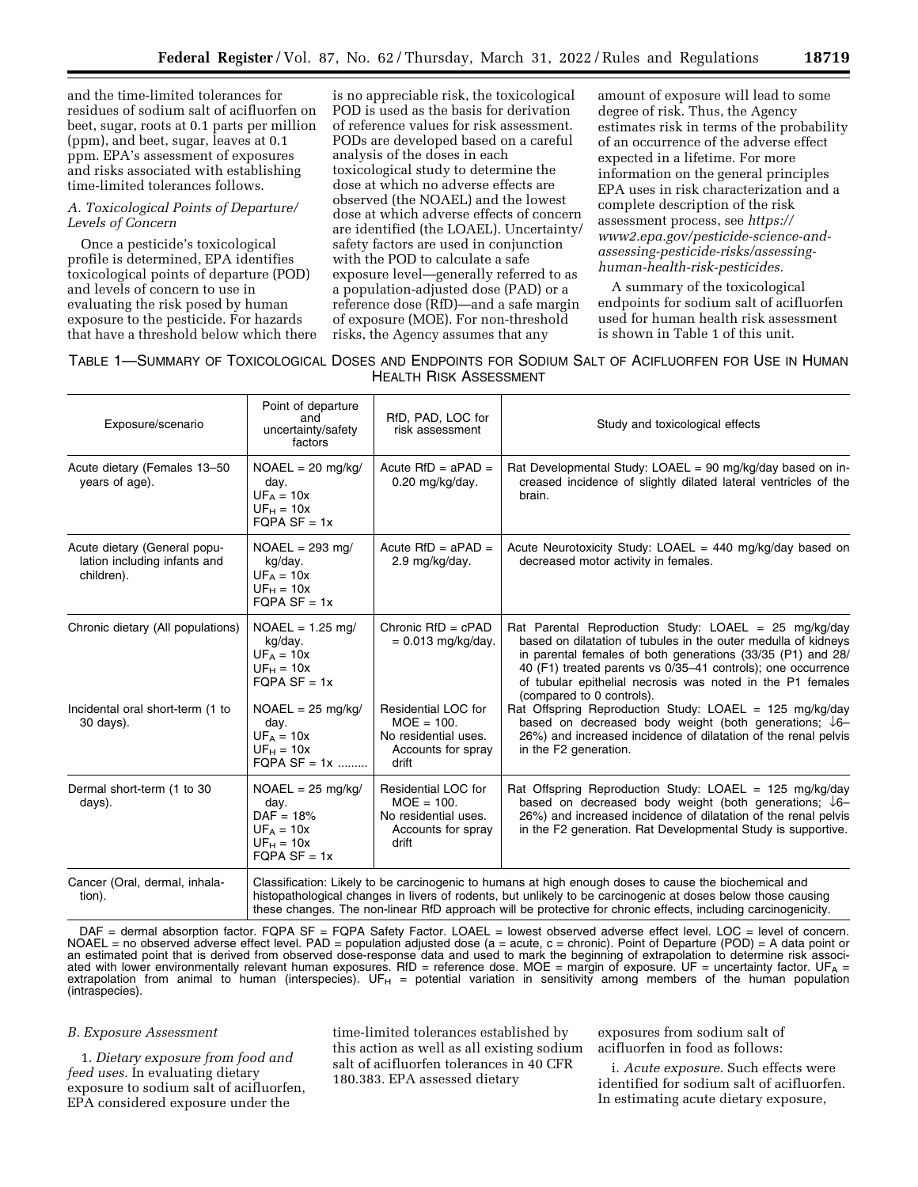and the time-limited tolerances for residues of sodium salt of acifluorfen on beet, sugar, roots at 0.1 parts per million (ppm), and beet, sugar, leaves at 0.1 ppm. EPA's assessment of exposures and risks associated with establishing time-limited tolerances follows.

### *A. Toxicological Points of Departure/Levels of Concern*

Once a pesticide's toxicological profile is determined, EPA identifies toxicological points of departure (POD) and levels of concern to use in evaluating the risk posed by human exposure to the pesticide. For hazards that have a threshold below which there is no appreciable risk, the toxicological POD is used as the basis for derivation of reference values for risk assessment. PODs are developed based on a careful analysis of the doses in each toxicological study to determine the dose at which no adverse effects are observed (the NOAEL) and the lowest dose at which adverse effects of concern are identified (the LOAEL). Uncertainty/safety factors are used in conjunction with the POD to calculate a safe exposure level—generally referred to as a population-adjusted dose (PAD) or a reference dose (RfD)—and a safe margin of exposure (MOE). For non-threshold risks, the Agency assumes that any amount of exposure will lead to some degree of risk. Thus, the Agency estimates risk in terms of the probability of an occurrence of the adverse effect expected in a lifetime. For more information on the general principles EPA uses in risk characterization and a complete description of the risk assessment process, see *https://www2.epa.gov/pesticide-science-and-assessing-pesticide-risks/assessing-human-health-risk-pesticides.*

A summary of the toxicological endpoints for sodium salt of acifluorfen used for human health risk assessment is shown in Table 1 of this unit.

TABLE 1—SUMMARY OF TOXICOLOGICAL DOSES AND ENDPOINTS FOR SODIUM SALT OF ACIFLUORFEN FOR USE IN HUMAN HEALTH RISK ASSESSMENT

| Exposure/scenario | Point of departure and uncertainty/safety factors | RfD, PAD, LOC for risk assessment | Study and toxicological effects |
|---|---|---|---|
| Acute dietary (Females 13–50 years of age). | NOAEL = 20 mg/kg/day.<br>$UF_A$ = 10x<br>$UF_H$ = 10x<br>FQPA SF = 1x | Acute RfD = aPAD = 0.20 mg/kg/day. | Rat Developmental Study: LOAEL = 90 mg/kg/day based on increased incidence of slightly dilated lateral ventricles of the brain. |
| Acute dietary (General population including infants and children). | NOAEL = 293 mg/kg/day.<br>$UF_A$ = 10x<br>$UF_H$ = 10x<br>FQPA SF = 1x | Acute RfD = aPAD = 2.9 mg/kg/day. | Acute Neurotoxicity Study: LOAEL = 440 mg/kg/day based on decreased motor activity in females. |
| Chronic dietary (All populations) | NOAEL = 1.25 mg/kg/day.<br>$UF_A$ = 10x<br>$UF_H$ = 10x<br>FQPA SF = 1x | Chronic RfD = cPAD = 0.013 mg/kg/day. | Rat Parental Reproduction Study: LOAEL = 25 mg/kg/day based on dilatation of tubules in the outer medulla of kidneys in parental females of both generations (33/35 (P1) and 28/40 (F1) treated parents vs 0/35–41 controls); one occurrence of tubular epithelial necrosis was noted in the P1 females (compared to 0 controls). |
| Incidental oral short-term (1 to 30 days). | NOAEL = 25 mg/kg/day.<br>$UF_A$ = 10x<br>$UF_H$ = 10x<br>FQPA SF = 1x ......... | Residential LOC for MOE = 100.<br>No residential uses. Accounts for spray drift | Rat Offspring Reproduction Study: LOAEL = 125 mg/kg/day based on decreased body weight (both generations; ↓6–26%) and increased incidence of dilatation of the renal pelvis in the F2 generation. |
| Dermal short-term (1 to 30 days). | NOAEL = 25 mg/kg/day.<br>DAF = 18%<br>$UF_A$ = 10x<br>$UF_H$ = 10x<br>FQPA SF = 1x | Residential LOC for MOE = 100.<br>No residential uses. Accounts for spray drift | Rat Offspring Reproduction Study: LOAEL = 125 mg/kg/day based on decreased body weight (both generations; ↓6–26%) and increased incidence of dilatation of the renal pelvis in the F2 generation. Rat Developmental Study is supportive. |
| Cancer (Oral, dermal, inhalation). | Classification: Likely to be carcinogenic to humans at high enough doses to cause the biochemical and histopathological changes in livers of rodents, but unlikely to be carcinogenic at doses below those causing these changes. The non-linear RfD approach will be protective for chronic effects, including carcinogenicity. | | |

DAF = dermal absorption factor. FQPA SF = FQPA Safety Factor. LOAEL = lowest observed adverse effect level. LOC = level of concern. NOAEL = no observed adverse effect level. PAD = population adjusted dose (a = acute, c = chronic). Point of Departure (POD) = A data point or an estimated point that is derived from observed dose-response data and used to mark the beginning of extrapolation to determine risk associated with lower environmentally relevant human exposures. RfD = reference dose. MOE = margin of exposure. UF = uncertainty factor. $UF_A$ = extrapolation from animal to human (interspecies). $UF_H$ = potential variation in sensitivity among members of the human population (intraspecies).

### *B. Exposure Assessment*

1. *Dietary exposure from food and feed uses.* In evaluating dietary exposure to sodium salt of acifluorfen, EPA considered exposure under the time-limited tolerances established by this action as well as all existing sodium salt of acifluorfen tolerances in 40 CFR 180.383. EPA assessed dietary exposures from sodium salt of acifluorfen in food as follows:

i. *Acute exposure.* Such effects were identified for sodium salt of acifluorfen. In estimating acute dietary exposure,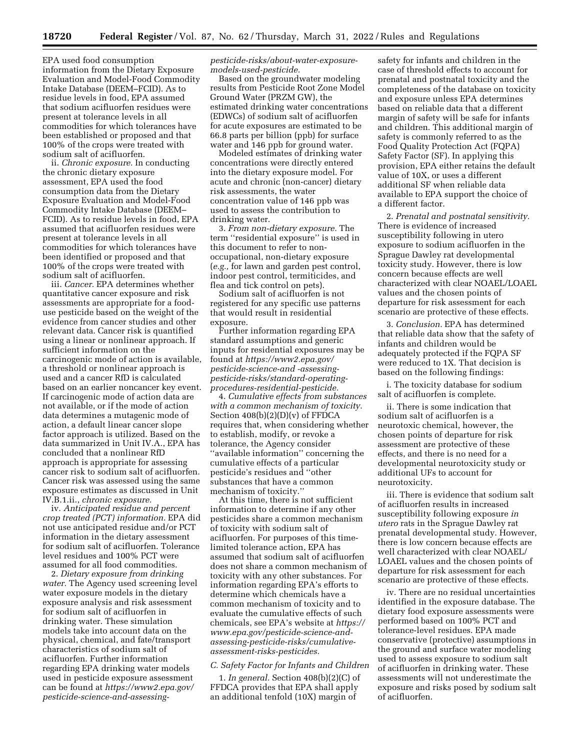EPA used food consumption information from the Dietary Exposure Evaluation and Model-Food Commodity Intake Database (DEEM–FCID). As to residue levels in food, EPA assumed that sodium acifluorfen residues were present at tolerance levels in all commodities for which tolerances have been established or proposed and that 100% of the crops were treated with sodium salt of acifluorfen.

ii. *Chronic exposure.* In conducting the chronic dietary exposure assessment, EPA used the food consumption data from the Dietary Exposure Evaluation and Model-Food Commodity Intake Database (DEEM–FCID). As to residue levels in food, EPA assumed that acifluorfen residues were present at tolerance levels in all commodities for which tolerances have been identified or proposed and that 100% of the crops were treated with sodium salt of acifluorfen.

iii. *Cancer.* EPA determines whether quantitative cancer exposure and risk assessments are appropriate for a food-use pesticide based on the weight of the evidence from cancer studies and other relevant data. Cancer risk is quantified using a linear or nonlinear approach. If sufficient information on the carcinogenic mode of action is available, a threshold or nonlinear approach is used and a cancer RfD is calculated based on an earlier noncancer key event. If carcinogenic mode of action data are not available, or if the mode of action data determines a mutagenic mode of action, a default linear cancer slope factor approach is utilized. Based on the data summarized in Unit IV.A., EPA has concluded that a nonlinear RfD approach is appropriate for assessing cancer risk to sodium salt of acifluorfen. Cancer risk was assessed using the same exposure estimates as discussed in Unit IV.B.1.ii., *chronic exposure.*

iv. *Anticipated residue and percent crop treated (PCT) information.* EPA did not use anticipated residue and/or PCT information in the dietary assessment for sodium salt of acifluorfen. Tolerance level residues and 100% PCT were assumed for all food commodities.

2. *Dietary exposure from drinking water.* The Agency used screening level water exposure models in the dietary exposure analysis and risk assessment for sodium salt of acifluorfen in drinking water. These simulation models take into account data on the physical, chemical, and fate/transport characteristics of sodium salt of acifluorfen. Further information regarding EPA drinking water models used in pesticide exposure assessment can be found at *https://www2.epa.gov/pesticide-science-and-assessing-pesticide-risks/about-water-exposure-models-used-pesticide.*

Based on the groundwater modeling results from Pesticide Root Zone Model Ground Water (PRZM GW), the estimated drinking water concentrations (EDWCs) of sodium salt of acifluorfen for acute exposures are estimated to be 66.8 parts per billion (ppb) for surface water and 146 ppb for ground water.

Modeled estimates of drinking water concentrations were directly entered into the dietary exposure model. For acute and chronic (non-cancer) dietary risk assessments, the water concentration value of 146 ppb was used to assess the contribution to drinking water.

3. *From non-dietary exposure.* The term ''residential exposure'' is used in this document to refer to non-occupational, non-dietary exposure (*e.g.,* for lawn and garden pest control, indoor pest control, termiticides, and flea and tick control on pets).

Sodium salt of acifluorfen is not registered for any specific use patterns that would result in residential exposure.

Further information regarding EPA standard assumptions and generic inputs for residential exposures may be found at *https://www2.epa.gov/pesticide-science-and -assessing-pesticide-risks/standard-operating-procedures-residential-pesticide.*

4. *Cumulative effects from substances with a common mechanism of toxicity.* Section 408(b)(2)(D)(v) of FFDCA requires that, when considering whether to establish, modify, or revoke a tolerance, the Agency consider ''available information'' concerning the cumulative effects of a particular pesticide's residues and ''other substances that have a common mechanism of toxicity.''

At this time, there is not sufficient information to determine if any other pesticides share a common mechanism of toxicity with sodium salt of acifluorfen. For purposes of this time-limited tolerance action, EPA has assumed that sodium salt of acifluorfen does not share a common mechanism of toxicity with any other substances. For information regarding EPA's efforts to determine which chemicals have a common mechanism of toxicity and to evaluate the cumulative effects of such chemicals, see EPA's website at *https://www.epa.gov/pesticide-science-and-assessing-pesticide-risks/cumulative-assessment-risks-pesticides.*

*C. Safety Factor for Infants and Children*

1. *In general.* Section 408(b)(2)(C) of FFDCA provides that EPA shall apply an additional tenfold (10X) margin of safety for infants and children in the case of threshold effects to account for prenatal and postnatal toxicity and the completeness of the database on toxicity and exposure unless EPA determines based on reliable data that a different margin of safety will be safe for infants and children. This additional margin of safety is commonly referred to as the Food Quality Protection Act (FQPA) Safety Factor (SF). In applying this provision, EPA either retains the default value of 10X, or uses a different additional SF when reliable data available to EPA support the choice of a different factor.

2. *Prenatal and postnatal sensitivity.* There is evidence of increased susceptibility following in utero exposure to sodium acifluorfen in the Sprague Dawley rat developmental toxicity study. However, there is low concern because effects are well characterized with clear NOAEL/LOAEL values and the chosen points of departure for risk assessment for each scenario are protective of these effects.

3. *Conclusion.* EPA has determined that reliable data show that the safety of infants and children would be adequately protected if the FQPA SF were reduced to 1X. That decision is based on the following findings:

i. The toxicity database for sodium salt of acifluorfen is complete.

ii. There is some indication that sodium salt of acifluorfen is a neurotoxic chemical, however, the chosen points of departure for risk assessment are protective of these effects, and there is no need for a developmental neurotoxicity study or additional UFs to account for neurotoxicity.

iii. There is evidence that sodium salt of acifluorfen results in increased susceptibility following exposure *in utero* rats in the Sprague Dawley rat prenatal developmental study. However, there is low concern because effects are well characterized with clear NOAEL/LOAEL values and the chosen points of departure for risk assessment for each scenario are protective of these effects.

iv. There are no residual uncertainties identified in the exposure database. The dietary food exposure assessments were performed based on 100% PCT and tolerance-level residues. EPA made conservative (protective) assumptions in the ground and surface water modeling used to assess exposure to sodium salt of acifluorfen in drinking water. These assessments will not underestimate the exposure and risks posed by sodium salt of acifluorfen.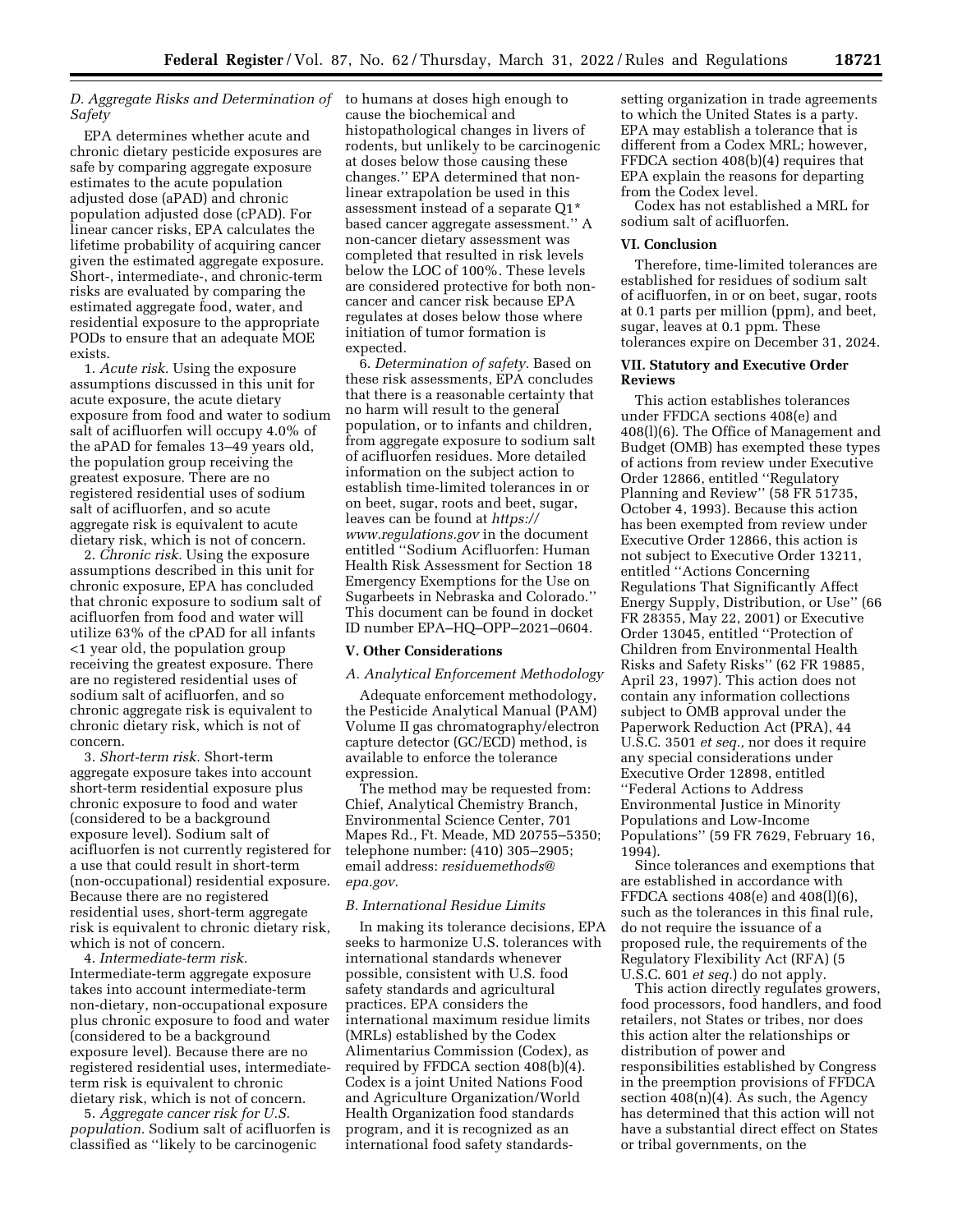### D. Aggregate Risks and Determination of Safety

EPA determines whether acute and chronic dietary pesticide exposures are safe by comparing aggregate exposure estimates to the acute population adjusted dose (aPAD) and chronic population adjusted dose (cPAD). For linear cancer risks, EPA calculates the lifetime probability of acquiring cancer given the estimated aggregate exposure. Short-, intermediate-, and chronic-term risks are evaluated by comparing the estimated aggregate food, water, and residential exposure to the appropriate PODs to ensure that an adequate MOE exists.

1. *Acute risk.* Using the exposure assumptions discussed in this unit for acute exposure, the acute dietary exposure from food and water to sodium salt of acifluorfen will occupy 4.0% of the aPAD for females 13–49 years old, the population group receiving the greatest exposure. There are no registered residential uses of sodium salt of acifluorfen, and so acute aggregate risk is equivalent to acute dietary risk, which is not of concern.

2. *Chronic risk.* Using the exposure assumptions described in this unit for chronic exposure, EPA has concluded that chronic exposure to sodium salt of acifluorfen from food and water will utilize 63% of the cPAD for all infants <1 year old, the population group receiving the greatest exposure. There are no registered residential uses of sodium salt of acifluorfen, and so chronic aggregate risk is equivalent to chronic dietary risk, which is not of concern.

3. *Short-term risk.* Short-term aggregate exposure takes into account short-term residential exposure plus chronic exposure to food and water (considered to be a background exposure level). Sodium salt of acifluorfen is not currently registered for a use that could result in short-term (non-occupational) residential exposure. Because there are no registered residential uses, short-term aggregate risk is equivalent to chronic dietary risk, which is not of concern.

4. *Intermediate-term risk.* Intermediate-term aggregate exposure takes into account intermediate-term non-dietary, non-occupational exposure plus chronic exposure to food and water (considered to be a background exposure level). Because there are no registered residential uses, intermediate-term risk is equivalent to chronic dietary risk, which is not of concern.

5. *Aggregate cancer risk for U.S. population.* Sodium salt of acifluorfen is classified as ''likely to be carcinogenic to humans at doses high enough to cause the biochemical and histopathological changes in livers of rodents, but unlikely to be carcinogenic at doses below those causing these changes.'' EPA determined that non-linear extrapolation be used in this assessment instead of a separate Q1* based cancer aggregate assessment.'' A non-cancer dietary assessment was completed that resulted in risk levels below the LOC of 100%. These levels are considered protective for both non-cancer and cancer risk because EPA regulates at doses below those where initiation of tumor formation is expected.

6. *Determination of safety.* Based on these risk assessments, EPA concludes that there is a reasonable certainty that no harm will result to the general population, or to infants and children, from aggregate exposure to sodium salt of acifluorfen residues. More detailed information on the subject action to establish time-limited tolerances in or on beet, sugar, roots and beet, sugar, leaves can be found at *https://www.regulations.gov* in the document entitled ''Sodium Acifluorfen: Human Health Risk Assessment for Section 18 Emergency Exemptions for the Use on Sugarbeets in Nebraska and Colorado.'' This document can be found in docket ID number EPA–HQ–OPP–2021–0604.

## V. Other Considerations

### A. Analytical Enforcement Methodology

Adequate enforcement methodology, the Pesticide Analytical Manual (PAM) Volume II gas chromatography/electron capture detector (GC/ECD) method, is available to enforce the tolerance expression.

The method may be requested from: Chief, Analytical Chemistry Branch, Environmental Science Center, 701 Mapes Rd., Ft. Meade, MD 20755–5350; telephone number: (410) 305–2905; email address: *residuemethods@epa.gov.*

### B. International Residue Limits

In making its tolerance decisions, EPA seeks to harmonize U.S. tolerances with international standards whenever possible, consistent with U.S. food safety standards and agricultural practices. EPA considers the international maximum residue limits (MRLs) established by the Codex Alimentarius Commission (Codex), as required by FFDCA section 408(b)(4). Codex is a joint United Nations Food and Agriculture Organization/World Health Organization food standards program, and it is recognized as an international food safety standards-setting organization in trade agreements to which the United States is a party. EPA may establish a tolerance that is different from a Codex MRL; however, FFDCA section 408(b)(4) requires that EPA explain the reasons for departing from the Codex level.

Codex has not established a MRL for sodium salt of acifluorfen.

## VI. Conclusion

Therefore, time-limited tolerances are established for residues of sodium salt of acifluorfen, in or on beet, sugar, roots at 0.1 parts per million (ppm), and beet, sugar, leaves at 0.1 ppm. These tolerances expire on December 31, 2024.

## VII. Statutory and Executive Order Reviews

This action establishes tolerances under FFDCA sections 408(e) and 408(l)(6). The Office of Management and Budget (OMB) has exempted these types of actions from review under Executive Order 12866, entitled ''Regulatory Planning and Review'' (58 FR 51735, October 4, 1993). Because this action has been exempted from review under Executive Order 12866, this action is not subject to Executive Order 13211, entitled ''Actions Concerning Regulations That Significantly Affect Energy Supply, Distribution, or Use'' (66 FR 28355, May 22, 2001) or Executive Order 13045, entitled ''Protection of Children from Environmental Health Risks and Safety Risks'' (62 FR 19885, April 23, 1997). This action does not contain any information collections subject to OMB approval under the Paperwork Reduction Act (PRA), 44 U.S.C. 3501 *et seq.,* nor does it require any special considerations under Executive Order 12898, entitled ''Federal Actions to Address Environmental Justice in Minority Populations and Low-Income Populations'' (59 FR 7629, February 16, 1994).

Since tolerances and exemptions that are established in accordance with FFDCA sections 408(e) and 408(l)(6), such as the tolerances in this final rule, do not require the issuance of a proposed rule, the requirements of the Regulatory Flexibility Act (RFA) (5 U.S.C. 601 *et seq.*) do not apply.

This action directly regulates growers, food processors, food handlers, and food retailers, not States or tribes, nor does this action alter the relationships or distribution of power and responsibilities established by Congress in the preemption provisions of FFDCA section 408(n)(4). As such, the Agency has determined that this action will not have a substantial direct effect on States or tribal governments, on the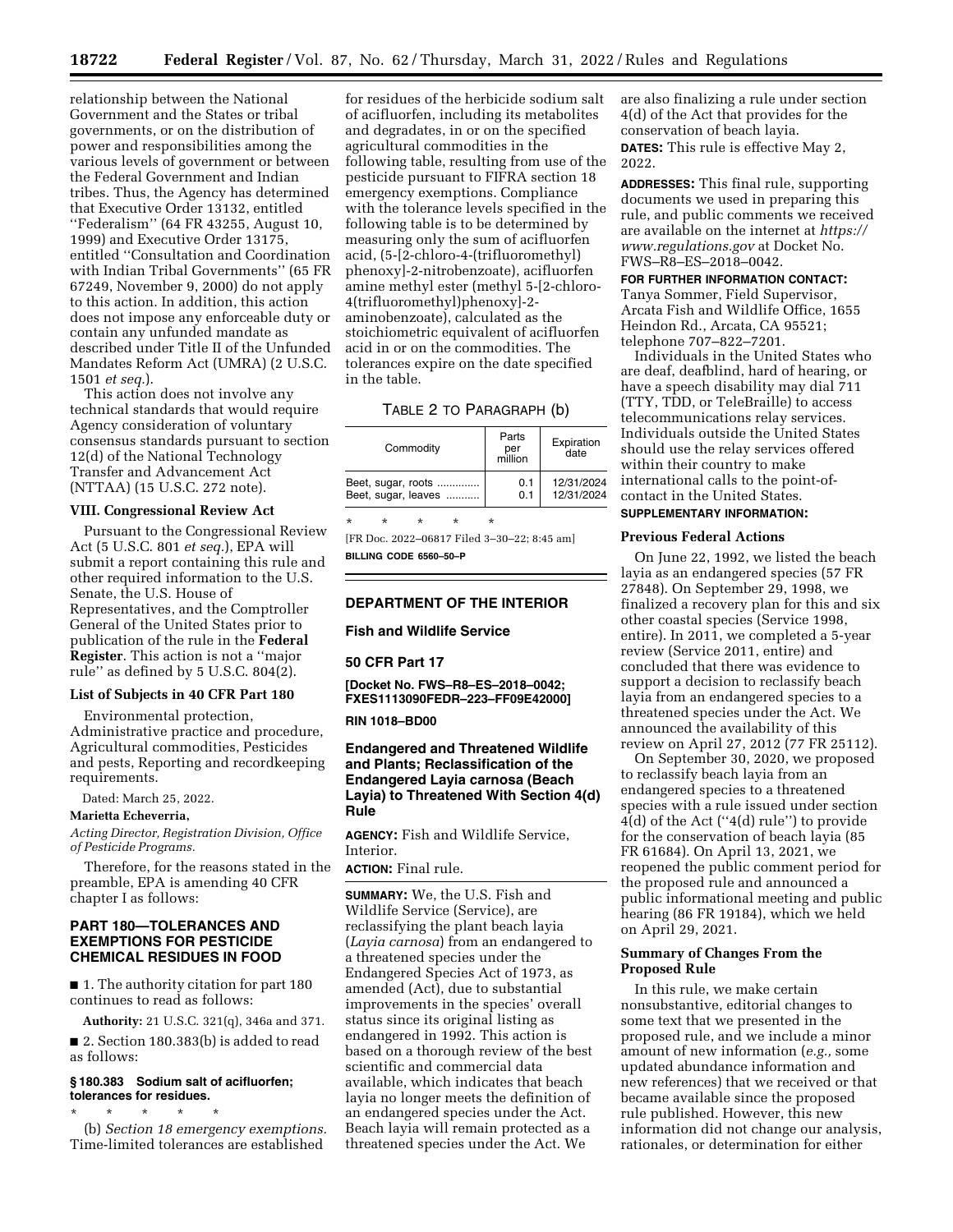relationship between the National Government and the States or tribal governments, or on the distribution of power and responsibilities among the various levels of government or between the Federal Government and Indian tribes. Thus, the Agency has determined that Executive Order 13132, entitled ''Federalism'' (64 FR 43255, August 10, 1999) and Executive Order 13175, entitled ''Consultation and Coordination with Indian Tribal Governments'' (65 FR 67249, November 9, 2000) do not apply to this action. In addition, this action does not impose any enforceable duty or contain any unfunded mandate as described under Title II of the Unfunded Mandates Reform Act (UMRA) (2 U.S.C. 1501 *et seq.*).

This action does not involve any technical standards that would require Agency consideration of voluntary consensus standards pursuant to section 12(d) of the National Technology Transfer and Advancement Act (NTTAA) (15 U.S.C. 272 note).

### VIII. Congressional Review Act

Pursuant to the Congressional Review Act (5 U.S.C. 801 *et seq.*), EPA will submit a report containing this rule and other required information to the U.S. Senate, the U.S. House of Representatives, and the Comptroller General of the United States prior to publication of the rule in the **Federal Register**. This action is not a ''major rule'' as defined by 5 U.S.C. 804(2).

### List of Subjects in 40 CFR Part 180

Environmental protection, Administrative practice and procedure, Agricultural commodities, Pesticides and pests, Reporting and recordkeeping requirements.

Dated: March 25, 2022.

**Marietta Echeverria,**

*Acting Director, Registration Division, Office of Pesticide Programs.*

Therefore, for the reasons stated in the preamble, EPA is amending 40 CFR chapter I as follows:

## PART 180—TOLERANCES AND EXEMPTIONS FOR PESTICIDE CHEMICAL RESIDUES IN FOOD

■ 1. The authority citation for part 180 continues to read as follows:

**Authority:** 21 U.S.C. 321(q), 346a and 371.

■ 2. Section 180.383(b) is added to read as follows:

### § 180.383 Sodium salt of acifluorfen; tolerances for residues.

\* \* \* \* \*

(b) *Section 18 emergency exemptions.* Time-limited tolerances are established for residues of the herbicide sodium salt of acifluorfen, including its metabolites and degradates, in or on the specified agricultural commodities in the following table, resulting from use of the pesticide pursuant to FIFRA section 18 emergency exemptions. Compliance with the tolerance levels specified in the following table is to be determined by measuring only the sum of acifluorfen acid, (5-[2-chloro-4-(trifluoromethyl) phenoxy]-2-nitrobenzoate), acifluorfen amine methyl ester (methyl 5-[2-chloro-4(trifluoromethyl)phenoxy]-2-aminobenzoate), calculated as the stoichiometric equivalent of acifluorfen acid in or on the commodities. The tolerances expire on the date specified in the table.

TABLE 2 TO PARAGRAPH (b)

| Commodity | Parts per million | Expiration date |
|---|---|---|
| Beet, sugar, roots | 0.1 | 12/31/2024 |
| Beet, sugar, leaves | 0.1 | 12/31/2024 |

\* \* \* \* \*

[FR Doc. 2022–06817 Filed 3–30–22; 8:45 am]

**BILLING CODE 6560–50–P**

## DEPARTMENT OF THE INTERIOR

### Fish and Wildlife Service

### 50 CFR Part 17

**[Docket No. FWS–R8–ES–2018–0042; FXES1113090FEDR–223–FF09E42000]**

**RIN 1018–BD00**

## Endangered and Threatened Wildlife and Plants; Reclassification of the Endangered Layia carnosa (Beach Layia) to Threatened With Section 4(d) Rule

**AGENCY:** Fish and Wildlife Service, Interior.

**ACTION:** Final rule.

**SUMMARY:** We, the U.S. Fish and Wildlife Service (Service), are reclassifying the plant beach layia (*Layia carnosa*) from an endangered to a threatened species under the Endangered Species Act of 1973, as amended (Act), due to substantial improvements in the species' overall status since its original listing as endangered in 1992. This action is based on a thorough review of the best scientific and commercial data available, which indicates that beach layia no longer meets the definition of an endangered species under the Act. Beach layia will remain protected as a threatened species under the Act. We are also finalizing a rule under section 4(d) of the Act that provides for the conservation of beach layia.

**DATES:** This rule is effective May 2, 2022.

**ADDRESSES:** This final rule, supporting documents we used in preparing this rule, and public comments we received are available on the internet at *https://www.regulations.gov* at Docket No. FWS–R8–ES–2018–0042.

**FOR FURTHER INFORMATION CONTACT:** Tanya Sommer, Field Supervisor, Arcata Fish and Wildlife Office, 1655 Heindon Rd., Arcata, CA 95521; telephone 707–822–7201.

Individuals in the United States who are deaf, deafblind, hard of hearing, or have a speech disability may dial 711 (TTY, TDD, or TeleBraille) to access telecommunications relay services. Individuals outside the United States should use the relay services offered within their country to make international calls to the point-of-contact in the United States.

**SUPPLEMENTARY INFORMATION:**

### Previous Federal Actions

On June 22, 1992, we listed the beach layia as an endangered species (57 FR 27848). On September 29, 1998, we finalized a recovery plan for this and six other coastal species (Service 1998, entire). In 2011, we completed a 5-year review (Service 2011, entire) and concluded that there was evidence to support a decision to reclassify beach layia from an endangered species to a threatened species under the Act. We announced the availability of this review on April 27, 2012 (77 FR 25112).

On September 30, 2020, we proposed to reclassify beach layia from an endangered species to a threatened species with a rule issued under section 4(d) of the Act (''4(d) rule'') to provide for the conservation of beach layia (85 FR 61684). On April 13, 2021, we reopened the public comment period for the proposed rule and announced a public informational meeting and public hearing (86 FR 19184), which we held on April 29, 2021.

### Summary of Changes From the Proposed Rule

In this rule, we make certain nonsubstantive, editorial changes to some text that we presented in the proposed rule, and we include a minor amount of new information (*e.g.,* some updated abundance information and new references) that we received or that became available since the proposed rule published. However, this new information did not change our analysis, rationales, or determination for either